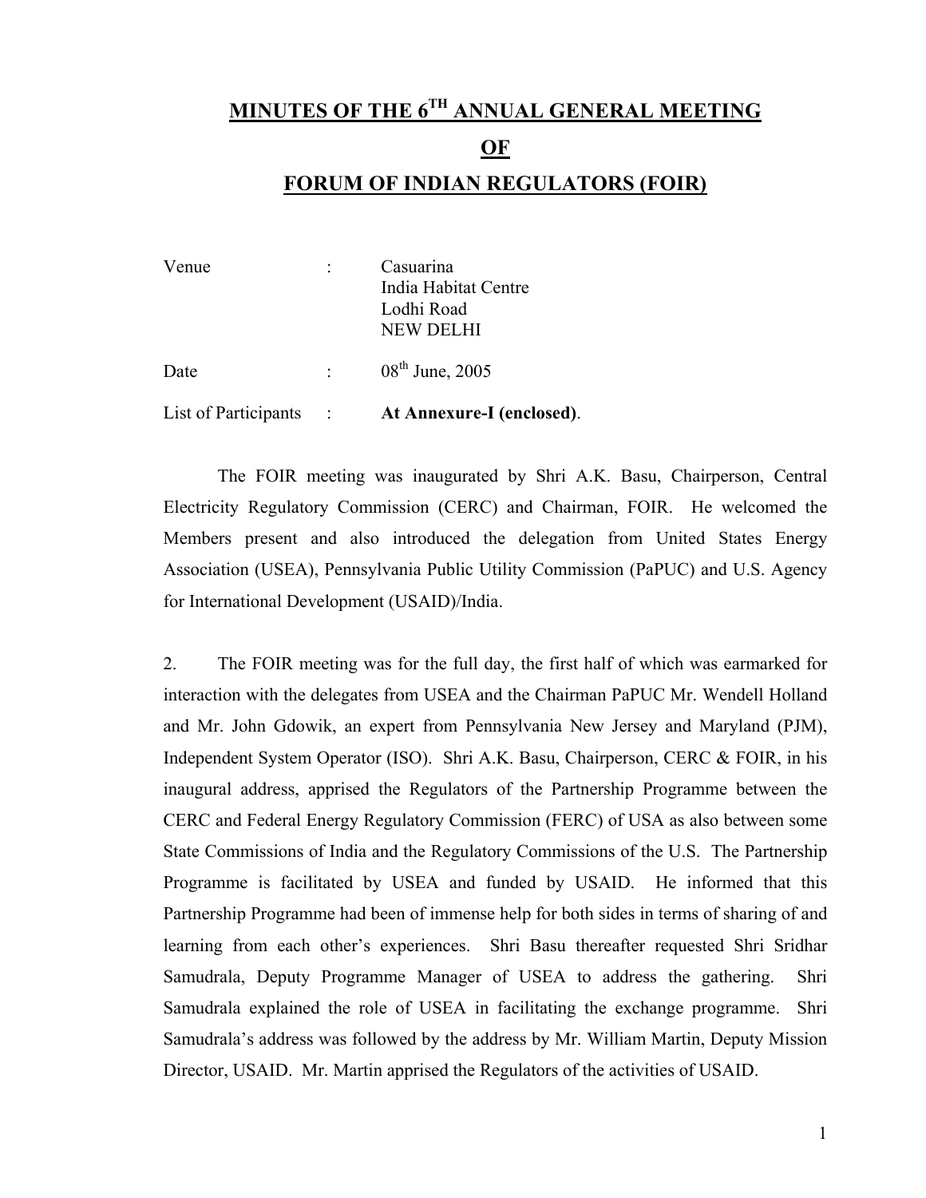# MINUTES OF THE 6TH ANNUAL GENERAL MEETING

# OF

# FORUM OF INDIAN REGULATORS (FOIR)

| | | |
|---|---|---|
| Venue | : | Casuarina<br>India Habitat Centre<br>Lodhi Road<br>NEW DELHI |
| Date | : | 08th June, 2005 |
| List of Participants | : | **At Annexure-I (enclosed)**. |

The FOIR meeting was inaugurated by Shri A.K. Basu, Chairperson, Central Electricity Regulatory Commission (CERC) and Chairman, FOIR. He welcomed the Members present and also introduced the delegation from United States Energy Association (USEA), Pennsylvania Public Utility Commission (PaPUC) and U.S. Agency for International Development (USAID)/India.

2. The FOIR meeting was for the full day, the first half of which was earmarked for interaction with the delegates from USEA and the Chairman PaPUC Mr. Wendell Holland and Mr. John Gdowik, an expert from Pennsylvania New Jersey and Maryland (PJM), Independent System Operator (ISO). Shri A.K. Basu, Chairperson, CERC & FOIR, in his inaugural address, apprised the Regulators of the Partnership Programme between the CERC and Federal Energy Regulatory Commission (FERC) of USA as also between some State Commissions of India and the Regulatory Commissions of the U.S. The Partnership Programme is facilitated by USEA and funded by USAID. He informed that this Partnership Programme had been of immense help for both sides in terms of sharing of and learning from each other's experiences. Shri Basu thereafter requested Shri Sridhar Samudrala, Deputy Programme Manager of USEA to address the gathering. Shri Samudrala explained the role of USEA in facilitating the exchange programme. Shri Samudrala's address was followed by the address by Mr. William Martin, Deputy Mission Director, USAID. Mr. Martin apprised the Regulators of the activities of USAID.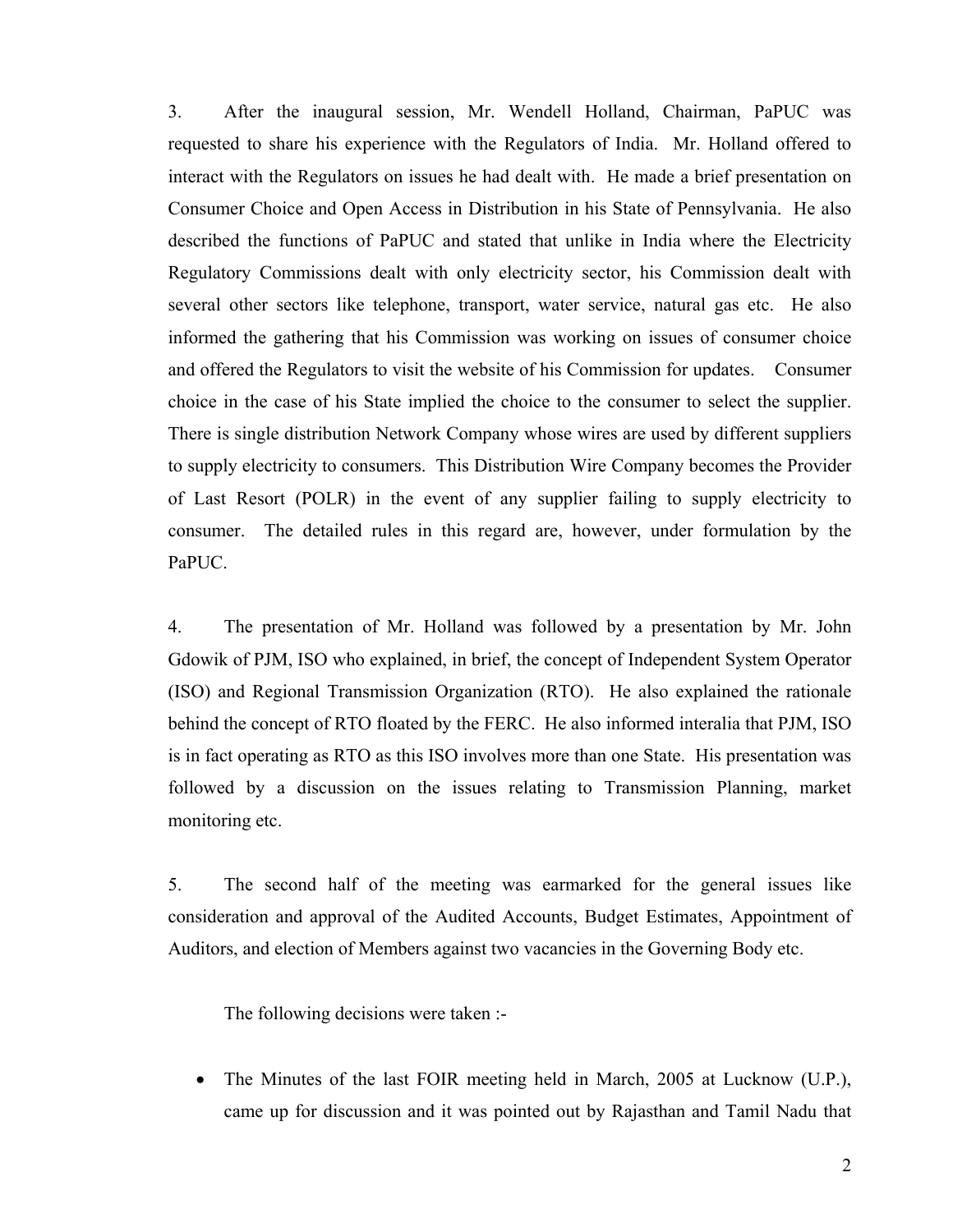3. After the inaugural session, Mr. Wendell Holland, Chairman, PaPUC was requested to share his experience with the Regulators of India. Mr. Holland offered to interact with the Regulators on issues he had dealt with. He made a brief presentation on Consumer Choice and Open Access in Distribution in his State of Pennsylvania. He also described the functions of PaPUC and stated that unlike in India where the Electricity Regulatory Commissions dealt with only electricity sector, his Commission dealt with several other sectors like telephone, transport, water service, natural gas etc. He also informed the gathering that his Commission was working on issues of consumer choice and offered the Regulators to visit the website of his Commission for updates. Consumer choice in the case of his State implied the choice to the consumer to select the supplier. There is single distribution Network Company whose wires are used by different suppliers to supply electricity to consumers. This Distribution Wire Company becomes the Provider of Last Resort (POLR) in the event of any supplier failing to supply electricity to consumer. The detailed rules in this regard are, however, under formulation by the PaPUC.

4. The presentation of Mr. Holland was followed by a presentation by Mr. John Gdowik of PJM, ISO who explained, in brief, the concept of Independent System Operator (ISO) and Regional Transmission Organization (RTO). He also explained the rationale behind the concept of RTO floated by the FERC. He also informed interalia that PJM, ISO is in fact operating as RTO as this ISO involves more than one State. His presentation was followed by a discussion on the issues relating to Transmission Planning, market monitoring etc.

5. The second half of the meeting was earmarked for the general issues like consideration and approval of the Audited Accounts, Budget Estimates, Appointment of Auditors, and election of Members against two vacancies in the Governing Body etc.

The following decisions were taken :-

- The Minutes of the last FOIR meeting held in March, 2005 at Lucknow (U.P.), came up for discussion and it was pointed out by Rajasthan and Tamil Nadu that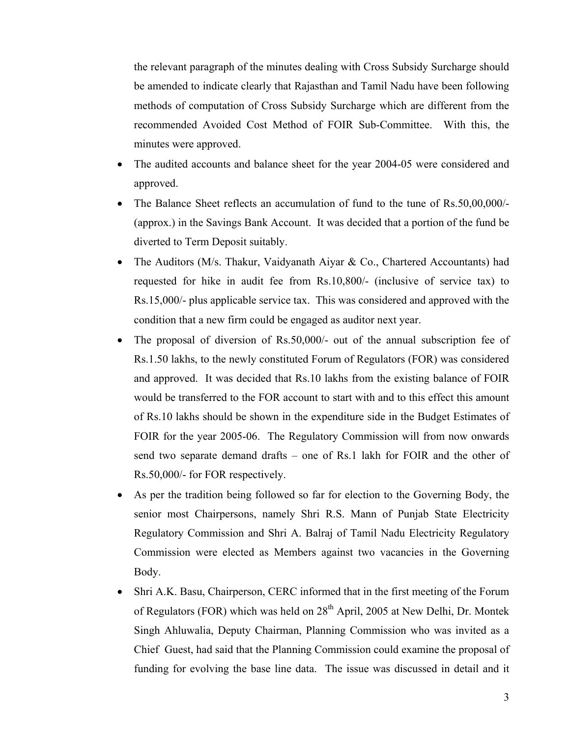the relevant paragraph of the minutes dealing with Cross Subsidy Surcharge should be amended to indicate clearly that Rajasthan and Tamil Nadu have been following methods of computation of Cross Subsidy Surcharge which are different from the recommended Avoided Cost Method of FOIR Sub-Committee. With this, the minutes were approved.

- The audited accounts and balance sheet for the year 2004-05 were considered and approved.
- The Balance Sheet reflects an accumulation of fund to the tune of Rs.50,00,000/- (approx.) in the Savings Bank Account. It was decided that a portion of the fund be diverted to Term Deposit suitably.
- The Auditors (M/s. Thakur, Vaidyanath Aiyar & Co., Chartered Accountants) had requested for hike in audit fee from Rs.10,800/- (inclusive of service tax) to Rs.15,000/- plus applicable service tax. This was considered and approved with the condition that a new firm could be engaged as auditor next year.
- The proposal of diversion of Rs.50,000/- out of the annual subscription fee of Rs.1.50 lakhs, to the newly constituted Forum of Regulators (FOR) was considered and approved. It was decided that Rs.10 lakhs from the existing balance of FOIR would be transferred to the FOR account to start with and to this effect this amount of Rs.10 lakhs should be shown in the expenditure side in the Budget Estimates of FOIR for the year 2005-06. The Regulatory Commission will from now onwards send two separate demand drafts – one of Rs.1 lakh for FOIR and the other of Rs.50,000/- for FOR respectively.
- As per the tradition being followed so far for election to the Governing Body, the senior most Chairpersons, namely Shri R.S. Mann of Punjab State Electricity Regulatory Commission and Shri A. Balraj of Tamil Nadu Electricity Regulatory Commission were elected as Members against two vacancies in the Governing Body.
- Shri A.K. Basu, Chairperson, CERC informed that in the first meeting of the Forum of Regulators (FOR) which was held on 28th April, 2005 at New Delhi, Dr. Montek Singh Ahluwalia, Deputy Chairman, Planning Commission who was invited as a Chief Guest, had said that the Planning Commission could examine the proposal of funding for evolving the base line data. The issue was discussed in detail and it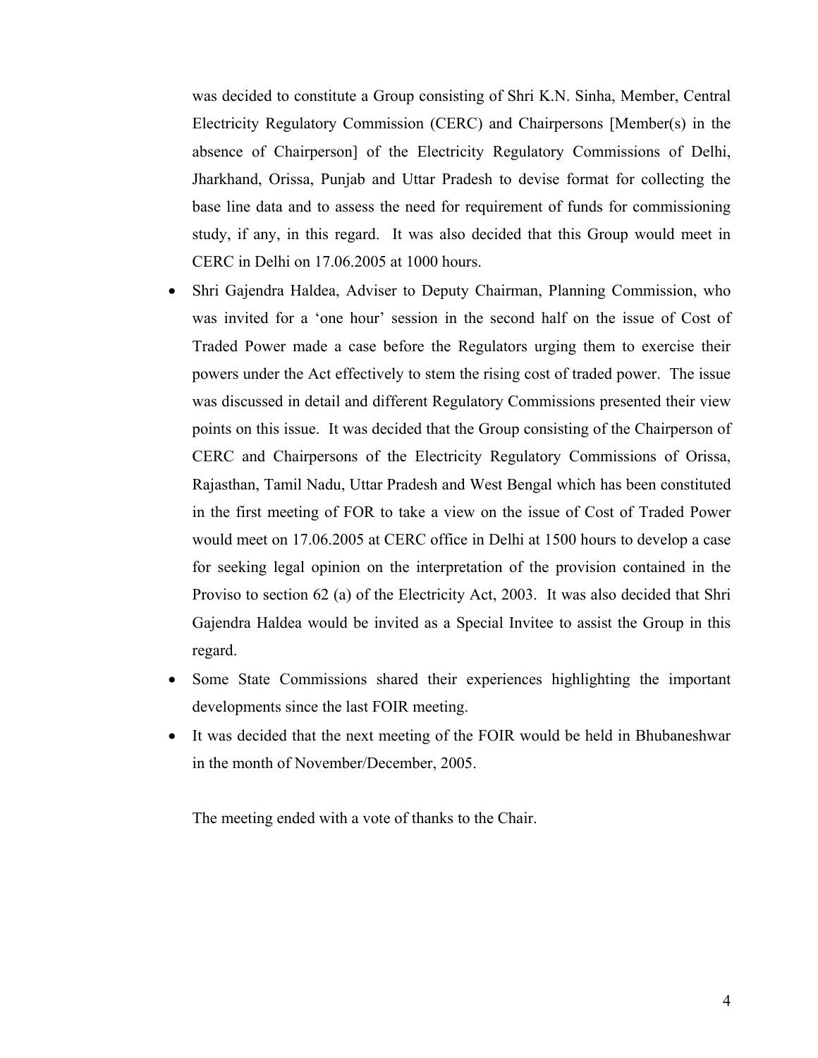was decided to constitute a Group consisting of Shri K.N. Sinha, Member, Central Electricity Regulatory Commission (CERC) and Chairpersons [Member(s) in the absence of Chairperson] of the Electricity Regulatory Commissions of Delhi, Jharkhand, Orissa, Punjab and Uttar Pradesh to devise format for collecting the base line data and to assess the need for requirement of funds for commissioning study, if any, in this regard. It was also decided that this Group would meet in CERC in Delhi on 17.06.2005 at 1000 hours.

- Shri Gajendra Haldea, Adviser to Deputy Chairman, Planning Commission, who was invited for a 'one hour' session in the second half on the issue of Cost of Traded Power made a case before the Regulators urging them to exercise their powers under the Act effectively to stem the rising cost of traded power. The issue was discussed in detail and different Regulatory Commissions presented their view points on this issue. It was decided that the Group consisting of the Chairperson of CERC and Chairpersons of the Electricity Regulatory Commissions of Orissa, Rajasthan, Tamil Nadu, Uttar Pradesh and West Bengal which has been constituted in the first meeting of FOR to take a view on the issue of Cost of Traded Power would meet on 17.06.2005 at CERC office in Delhi at 1500 hours to develop a case for seeking legal opinion on the interpretation of the provision contained in the Proviso to section 62 (a) of the Electricity Act, 2003. It was also decided that Shri Gajendra Haldea would be invited as a Special Invitee to assist the Group in this regard.
- Some State Commissions shared their experiences highlighting the important developments since the last FOIR meeting.
- It was decided that the next meeting of the FOIR would be held in Bhubaneshwar in the month of November/December, 2005.

The meeting ended with a vote of thanks to the Chair.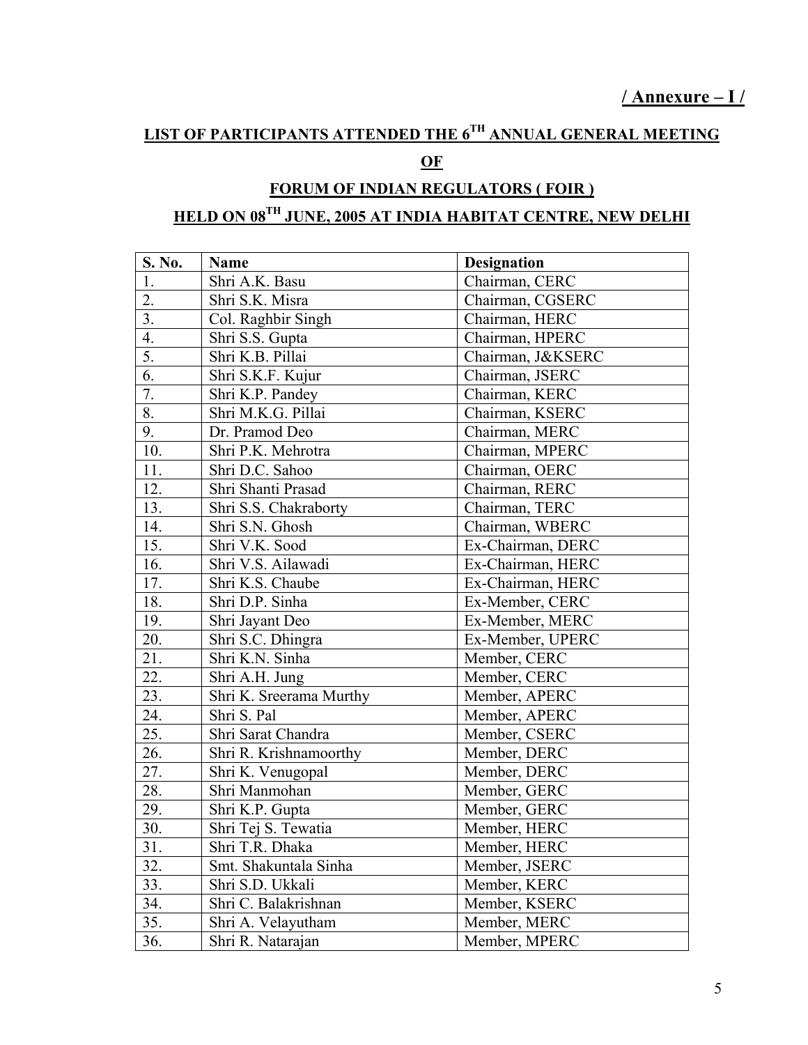**/ Annexure – I /**

## LIST OF PARTICIPANTS ATTENDED THE 6TH ANNUAL GENERAL MEETING

## OF

## FORUM OF INDIAN REGULATORS ( FOIR )

## HELD ON 08TH JUNE, 2005 AT INDIA HABITAT CENTRE, NEW DELHI

| S. No. | Name | Designation |
|---|---|---|
| 1. | Shri A.K. Basu | Chairman, CERC |
| 2. | Shri S.K. Misra | Chairman, CGSERC |
| 3. | Col. Raghbir Singh | Chairman, HERC |
| 4. | Shri S.S. Gupta | Chairman, HPERC |
| 5. | Shri K.B. Pillai | Chairman, J&KSERC |
| 6. | Shri S.K.F. Kujur | Chairman, JSERC |
| 7. | Shri K.P. Pandey | Chairman, KERC |
| 8. | Shri M.K.G. Pillai | Chairman, KSERC |
| 9. | Dr. Pramod Deo | Chairman, MERC |
| 10. | Shri P.K. Mehrotra | Chairman, MPERC |
| 11. | Shri D.C. Sahoo | Chairman, OERC |
| 12. | Shri Shanti Prasad | Chairman, RERC |
| 13. | Shri S.S. Chakraborty | Chairman, TERC |
| 14. | Shri S.N. Ghosh | Chairman, WBERC |
| 15. | Shri V.K. Sood | Ex-Chairman, DERC |
| 16. | Shri V.S. Ailawadi | Ex-Chairman, HERC |
| 17. | Shri K.S. Chaube | Ex-Chairman, HERC |
| 18. | Shri D.P. Sinha | Ex-Member, CERC |
| 19. | Shri Jayant Deo | Ex-Member, MERC |
| 20. | Shri S.C. Dhingra | Ex-Member, UPERC |
| 21. | Shri K.N. Sinha | Member, CERC |
| 22. | Shri A.H. Jung | Member, CERC |
| 23. | Shri K. Sreerama Murthy | Member, APERC |
| 24. | Shri S. Pal | Member, APERC |
| 25. | Shri Sarat Chandra | Member, CSERC |
| 26. | Shri R. Krishnamoorthy | Member, DERC |
| 27. | Shri K. Venugopal | Member, DERC |
| 28. | Shri Manmohan | Member, GERC |
| 29. | Shri K.P. Gupta | Member, GERC |
| 30. | Shri Tej S. Tewatia | Member, HERC |
| 31. | Shri T.R. Dhaka | Member, HERC |
| 32. | Smt. Shakuntala Sinha | Member, JSERC |
| 33. | Shri S.D. Ukkali | Member, KERC |
| 34. | Shri C. Balakrishnan | Member, KSERC |
| 35. | Shri A. Velayutham | Member, MERC |
| 36. | Shri R. Natarajan | Member, MPERC |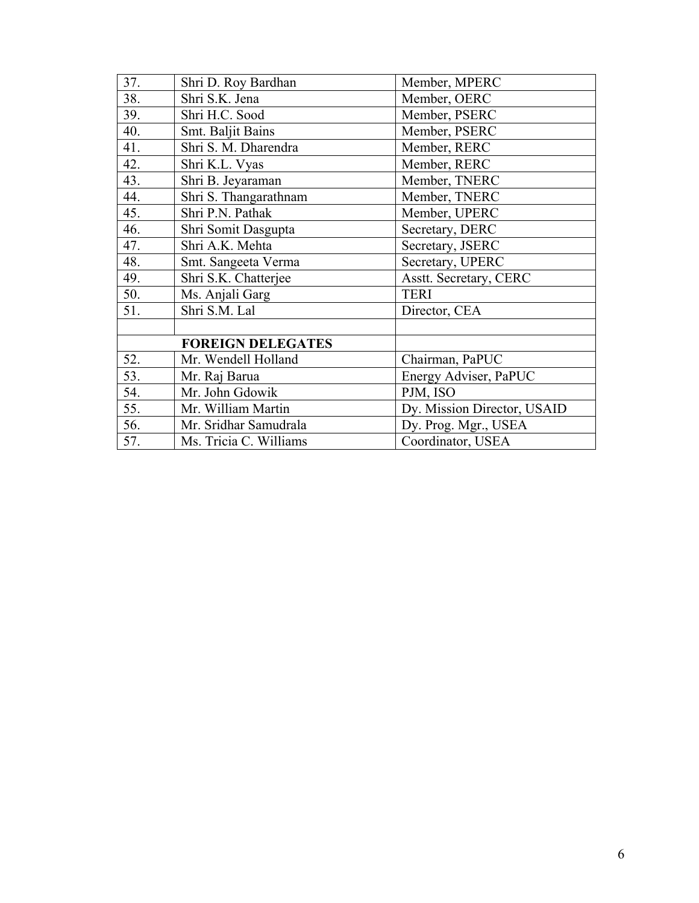| | | |
|---|---|---|
| 37. | Shri D. Roy Bardhan | Member, MPERC |
| 38. | Shri S.K. Jena | Member, OERC |
| 39. | Shri H.C. Sood | Member, PSERC |
| 40. | Smt. Baljit Bains | Member, PSERC |
| 41. | Shri S. M. Dharendra | Member, RERC |
| 42. | Shri K.L. Vyas | Member, RERC |
| 43. | Shri B. Jeyaraman | Member, TNERC |
| 44. | Shri S. Thangarathnam | Member, TNERC |
| 45. | Shri P.N. Pathak | Member, UPERC |
| 46. | Shri Somit Dasgupta | Secretary, DERC |
| 47. | Shri A.K. Mehta | Secretary, JSERC |
| 48. | Smt. Sangeeta Verma | Secretary, UPERC |
| 49. | Shri S.K. Chatterjee | Asstt. Secretary, CERC |
| 50. | Ms. Anjali Garg | TERI |
| 51. | Shri S.M. Lal | Director, CEA |
| | | |
| | **FOREIGN DELEGATES** | |
| 52. | Mr. Wendell Holland | Chairman, PaPUC |
| 53. | Mr. Raj Barua | Energy Adviser, PaPUC |
| 54. | Mr. John Gdowik | PJM, ISO |
| 55. | Mr. William Martin | Dy. Mission Director, USAID |
| 56. | Mr. Sridhar Samudrala | Dy. Prog. Mgr., USEA |
| 57. | Ms. Tricia C. Williams | Coordinator, USEA |